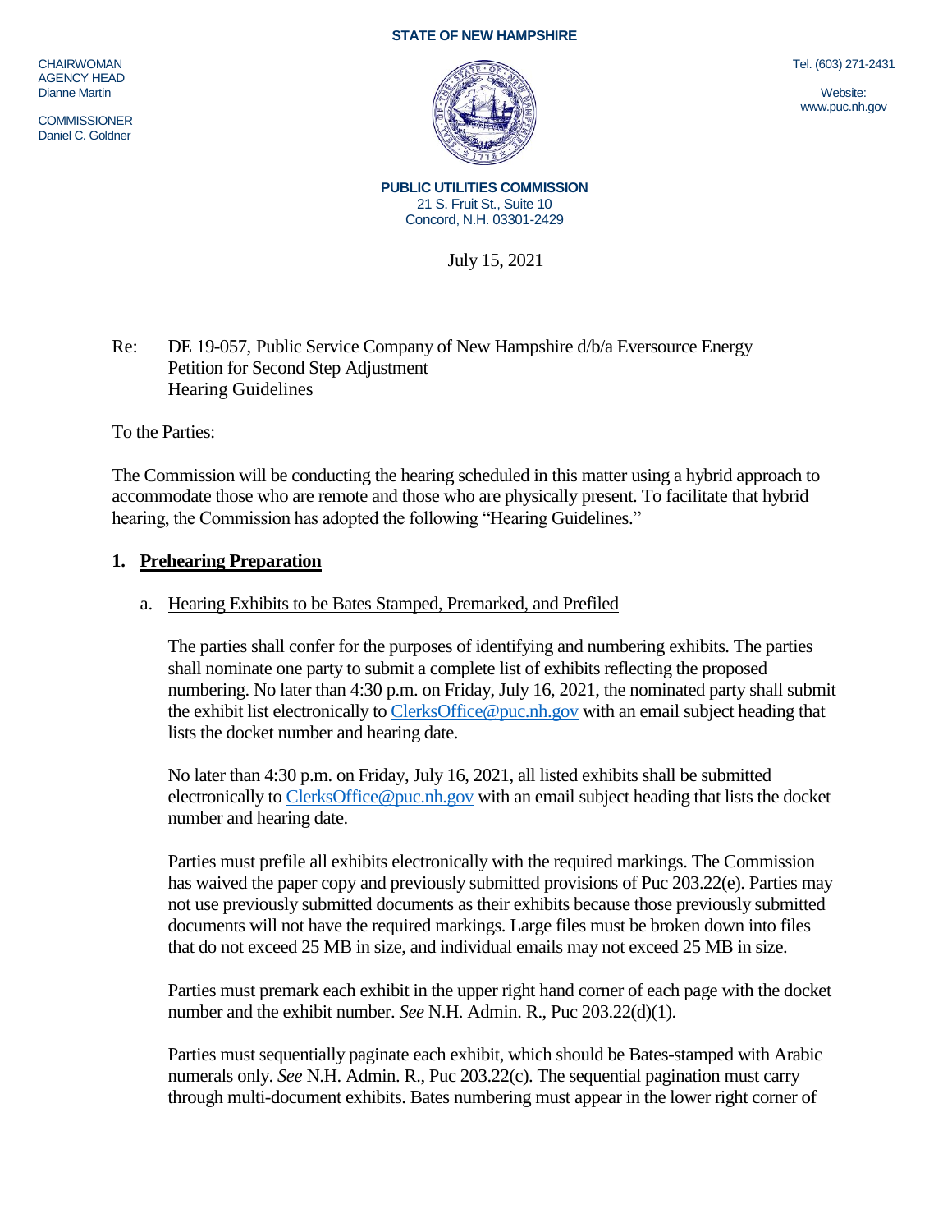**STATE OF NEW HAMPSHIRE**

CHAIRWOMAN
AGENCY HEAD
Dianne Martin

COMMISSIONER
Daniel C. Goldner

Tel. (603) 271-2431

Website:
www.puc.nh.gov

**PUBLIC UTILITIES COMMISSION**
21 S. Fruit St., Suite 10
Concord, N.H. 03301-2429

July 15, 2021

Re: DE 19-057, Public Service Company of New Hampshire d/b/a Eversource Energy
Petition for Second Step Adjustment
Hearing Guidelines

To the Parties:

The Commission will be conducting the hearing scheduled in this matter using a hybrid approach to accommodate those who are remote and those who are physically present. To facilitate that hybrid hearing, the Commission has adopted the following "Hearing Guidelines."

## 1. Prehearing Preparation

a. Hearing Exhibits to be Bates Stamped, Premarked, and Prefiled

The parties shall confer for the purposes of identifying and numbering exhibits. The parties shall nominate one party to submit a complete list of exhibits reflecting the proposed numbering. No later than 4:30 p.m. on Friday, July 16, 2021, the nominated party shall submit the exhibit list electronically to ClerksOffice@puc.nh.gov with an email subject heading that lists the docket number and hearing date.

No later than 4:30 p.m. on Friday, July 16, 2021, all listed exhibits shall be submitted electronically to ClerksOffice@puc.nh.gov with an email subject heading that lists the docket number and hearing date.

Parties must prefile all exhibits electronically with the required markings. The Commission has waived the paper copy and previously submitted provisions of Puc 203.22(e). Parties may not use previously submitted documents as their exhibits because those previously submitted documents will not have the required markings. Large files must be broken down into files that do not exceed 25 MB in size, and individual emails may not exceed 25 MB in size.

Parties must premark each exhibit in the upper right hand corner of each page with the docket number and the exhibit number. *See* N.H. Admin. R., Puc 203.22(d)(1).

Parties must sequentially paginate each exhibit, which should be Bates-stamped with Arabic numerals only. *See* N.H. Admin. R., Puc 203.22(c). The sequential pagination must carry through multi-document exhibits. Bates numbering must appear in the lower right corner of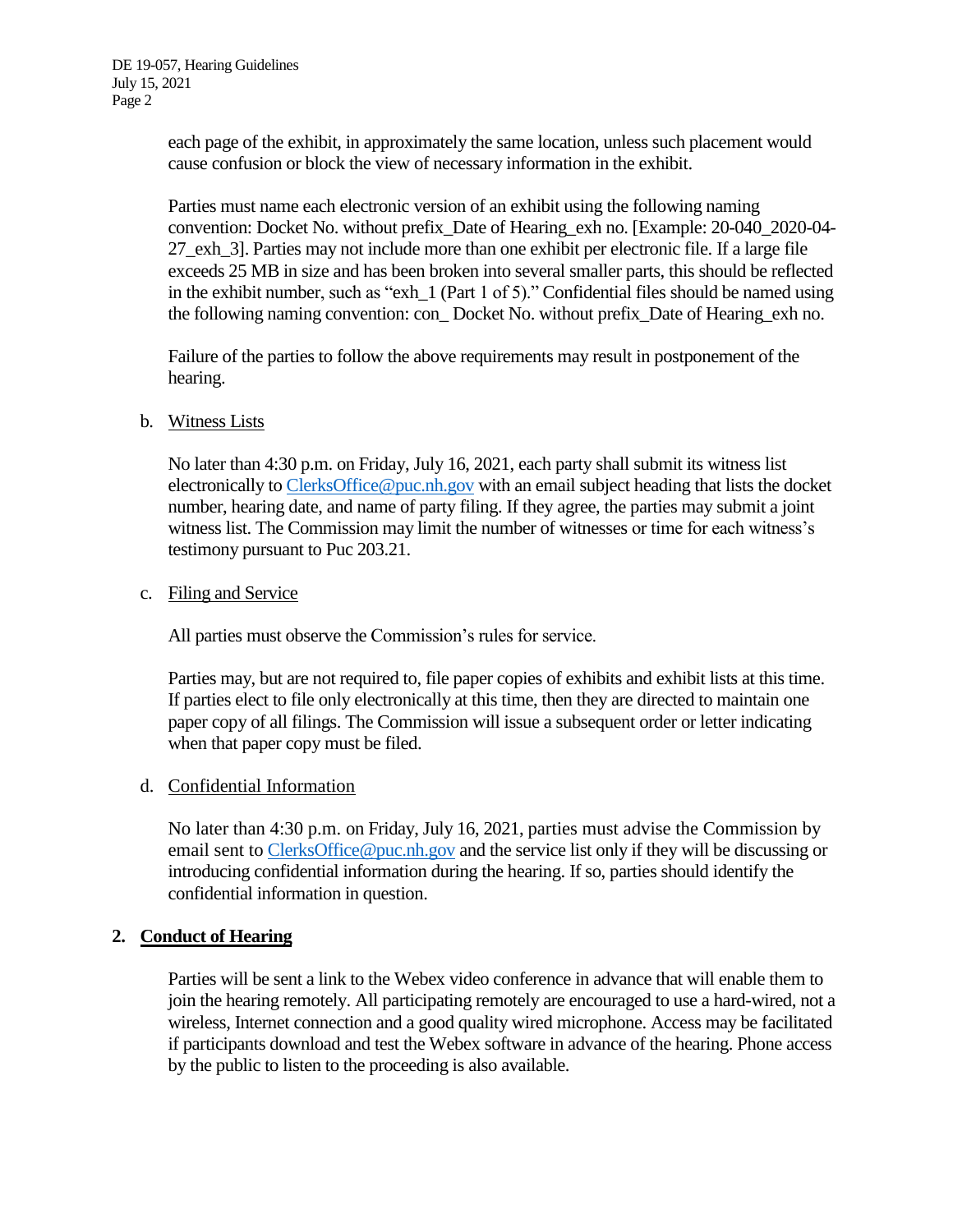each page of the exhibit, in approximately the same location, unless such placement would cause confusion or block the view of necessary information in the exhibit.

Parties must name each electronic version of an exhibit using the following naming convention: Docket No. without prefix_Date of Hearing_exh no. [Example: 20-040_2020-04-27_exh_3]. Parties may not include more than one exhibit per electronic file. If a large file exceeds 25 MB in size and has been broken into several smaller parts, this should be reflected in the exhibit number, such as "exh_1 (Part 1 of 5)." Confidential files should be named using the following naming convention: con_ Docket No. without prefix_Date of Hearing_exh no.

Failure of the parties to follow the above requirements may result in postponement of the hearing.

b. Witness Lists

No later than 4:30 p.m. on Friday, July 16, 2021, each party shall submit its witness list electronically to ClerksOffice@puc.nh.gov with an email subject heading that lists the docket number, hearing date, and name of party filing. If they agree, the parties may submit a joint witness list. The Commission may limit the number of witnesses or time for each witness's testimony pursuant to Puc 203.21.

c. Filing and Service

All parties must observe the Commission's rules for service.

Parties may, but are not required to, file paper copies of exhibits and exhibit lists at this time. If parties elect to file only electronically at this time, then they are directed to maintain one paper copy of all filings. The Commission will issue a subsequent order or letter indicating when that paper copy must be filed.

d. Confidential Information

No later than 4:30 p.m. on Friday, July 16, 2021, parties must advise the Commission by email sent to ClerksOffice@puc.nh.gov and the service list only if they will be discussing or introducing confidential information during the hearing. If so, parties should identify the confidential information in question.

## 2. Conduct of Hearing

Parties will be sent a link to the Webex video conference in advance that will enable them to join the hearing remotely. All participating remotely are encouraged to use a hard-wired, not a wireless, Internet connection and a good quality wired microphone. Access may be facilitated if participants download and test the Webex software in advance of the hearing. Phone access by the public to listen to the proceeding is also available.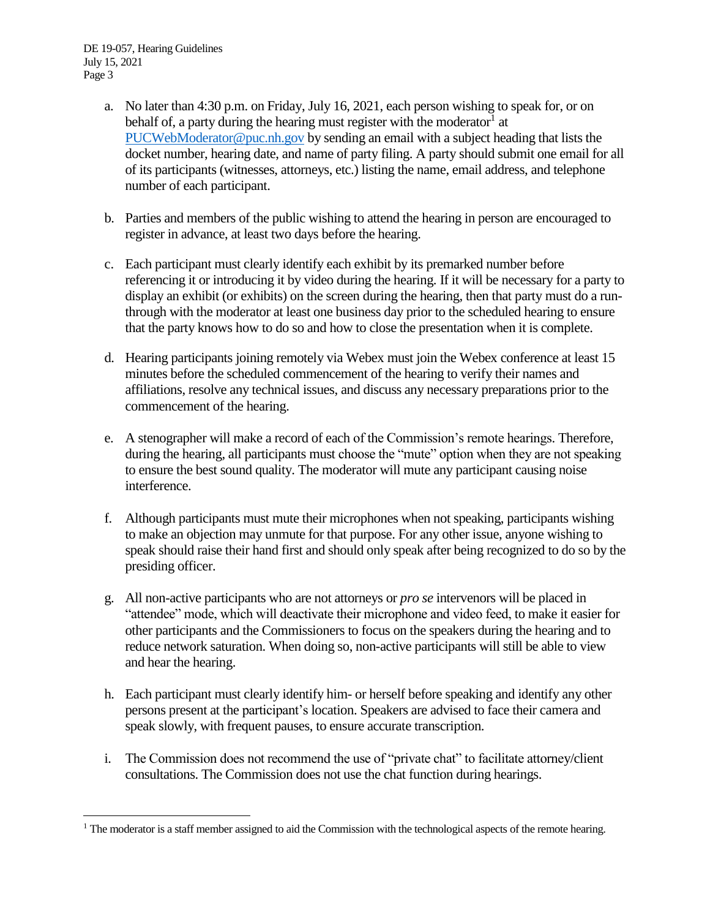a. No later than 4:30 p.m. on Friday, July 16, 2021, each person wishing to speak for, or on behalf of, a party during the hearing must register with the moderator[1] at PUCWebModerator@puc.nh.gov by sending an email with a subject heading that lists the docket number, hearing date, and name of party filing. A party should submit one email for all of its participants (witnesses, attorneys, etc.) listing the name, email address, and telephone number of each participant.

b. Parties and members of the public wishing to attend the hearing in person are encouraged to register in advance, at least two days before the hearing.

c. Each participant must clearly identify each exhibit by its premarked number before referencing it or introducing it by video during the hearing. If it will be necessary for a party to display an exhibit (or exhibits) on the screen during the hearing, then that party must do a run-through with the moderator at least one business day prior to the scheduled hearing to ensure that the party knows how to do so and how to close the presentation when it is complete.

d. Hearing participants joining remotely via Webex must join the Webex conference at least 15 minutes before the scheduled commencement of the hearing to verify their names and affiliations, resolve any technical issues, and discuss any necessary preparations prior to the commencement of the hearing.

e. A stenographer will make a record of each of the Commission's remote hearings. Therefore, during the hearing, all participants must choose the "mute" option when they are not speaking to ensure the best sound quality. The moderator will mute any participant causing noise interference.

f. Although participants must mute their microphones when not speaking, participants wishing to make an objection may unmute for that purpose. For any other issue, anyone wishing to speak should raise their hand first and should only speak after being recognized to do so by the presiding officer.

g. All non-active participants who are not attorneys or *pro se* intervenors will be placed in "attendee" mode, which will deactivate their microphone and video feed, to make it easier for other participants and the Commissioners to focus on the speakers during the hearing and to reduce network saturation. When doing so, non-active participants will still be able to view and hear the hearing.

h. Each participant must clearly identify him- or herself before speaking and identify any other persons present at the participant's location. Speakers are advised to face their camera and speak slowly, with frequent pauses, to ensure accurate transcription.

i. The Commission does not recommend the use of "private chat" to facilitate attorney/client consultations. The Commission does not use the chat function during hearings.

---

[1] The moderator is a staff member assigned to aid the Commission with the technological aspects of the remote hearing.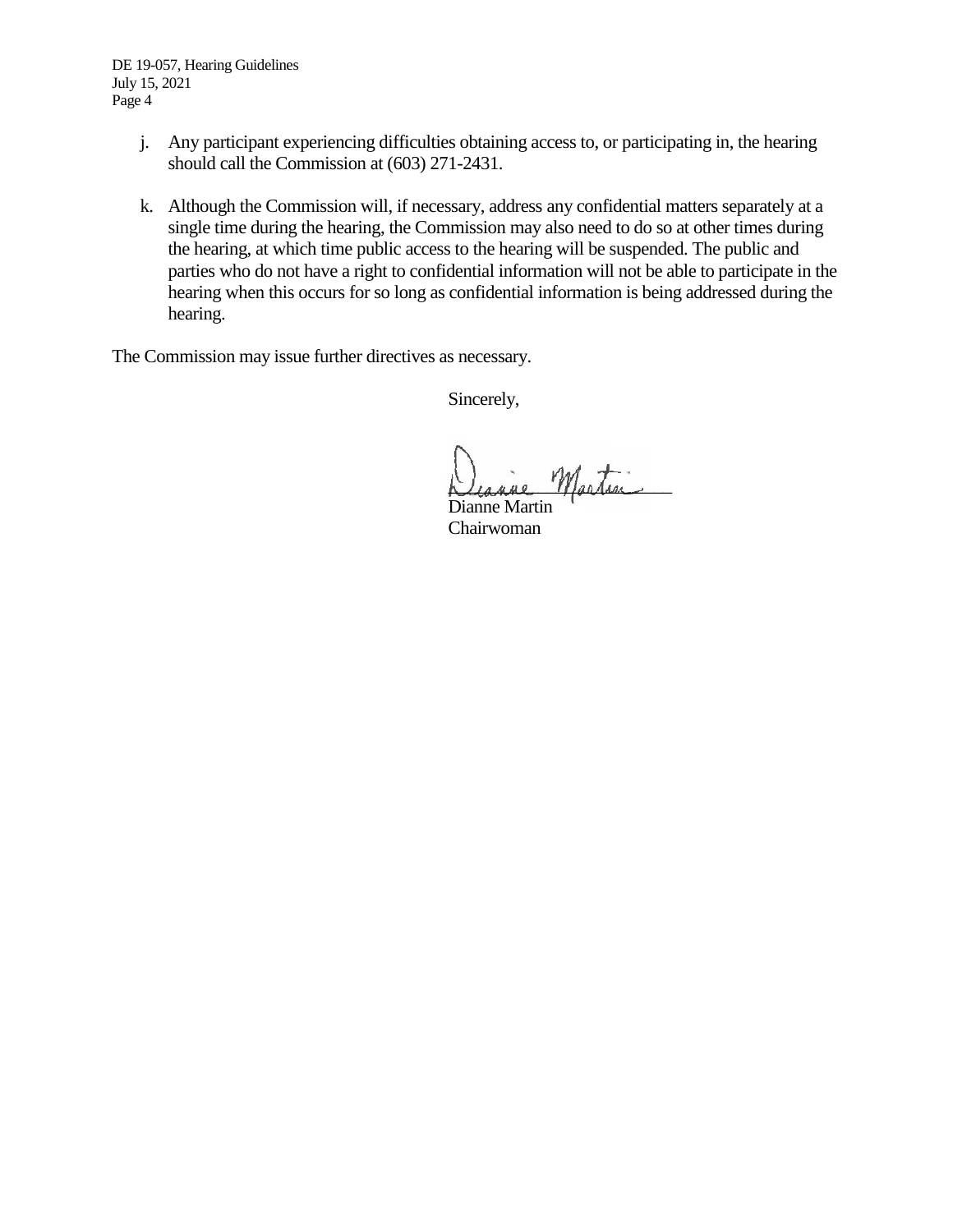j. Any participant experiencing difficulties obtaining access to, or participating in, the hearing should call the Commission at (603) 271-2431.

k. Although the Commission will, if necessary, address any confidential matters separately at a single time during the hearing, the Commission may also need to do so at other times during the hearing, at which time public access to the hearing will be suspended. The public and parties who do not have a right to confidential information will not be able to participate in the hearing when this occurs for so long as confidential information is being addressed during the hearing.

The Commission may issue further directives as necessary.

Sincerely,

Dianne Martin
Chairwoman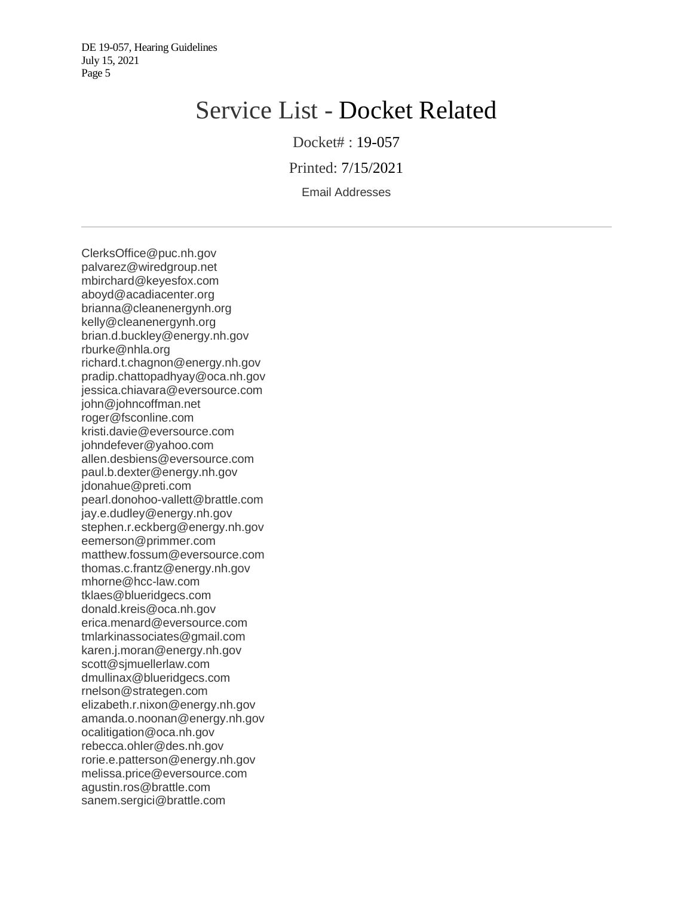# Service List - Docket Related

Docket# : 19-057

Printed: 7/15/2021

Email Addresses

---

ClerksOffice@puc.nh.gov
palvarez@wiredgroup.net
mbirchard@keyesfox.com
aboyd@acadiacenter.org
brianna@cleanenergynh.org
kelly@cleanenergynh.org
brian.d.buckley@energy.nh.gov
rburke@nhla.org
richard.t.chagnon@energy.nh.gov
pradip.chattopadhyay@oca.nh.gov
jessica.chiavara@eversource.com
john@johncoffman.net
roger@fsconline.com
kristi.davie@eversource.com
johndefever@yahoo.com
allen.desbiens@eversource.com
paul.b.dexter@energy.nh.gov
jdonahue@preti.com
pearl.donohoo-vallett@brattle.com
jay.e.dudley@energy.nh.gov
stephen.r.eckberg@energy.nh.gov
eemerson@primmer.com
matthew.fossum@eversource.com
thomas.c.frantz@energy.nh.gov
mhorne@hcc-law.com
tklaes@blueridgecs.com
donald.kreis@oca.nh.gov
erica.menard@eversource.com
tmlarkinassociates@gmail.com
karen.j.moran@energy.nh.gov
scott@sjmuellerlaw.com
dmullinax@blueridgecs.com
rnelson@strategen.com
elizabeth.r.nixon@energy.nh.gov
amanda.o.noonan@energy.nh.gov
ocalitigation@oca.nh.gov
rebecca.ohler@des.nh.gov
rorie.e.patterson@energy.nh.gov
melissa.price@eversource.com
agustin.ros@brattle.com
sanem.sergici@brattle.com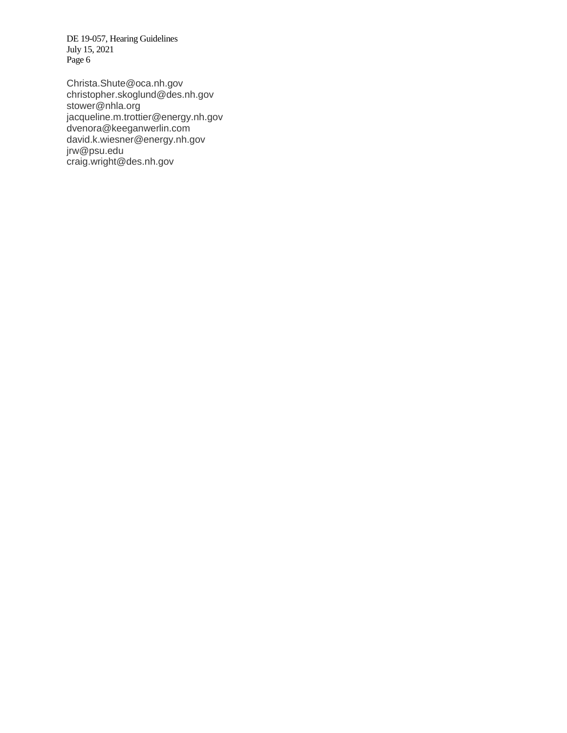Christa.Shute@oca.nh.gov
christopher.skoglund@des.nh.gov
stower@nhla.org
jacqueline.m.trottier@energy.nh.gov
dvenora@keeganwerlin.com
david.k.wiesner@energy.nh.gov
jrw@psu.edu
craig.wright@des.nh.gov